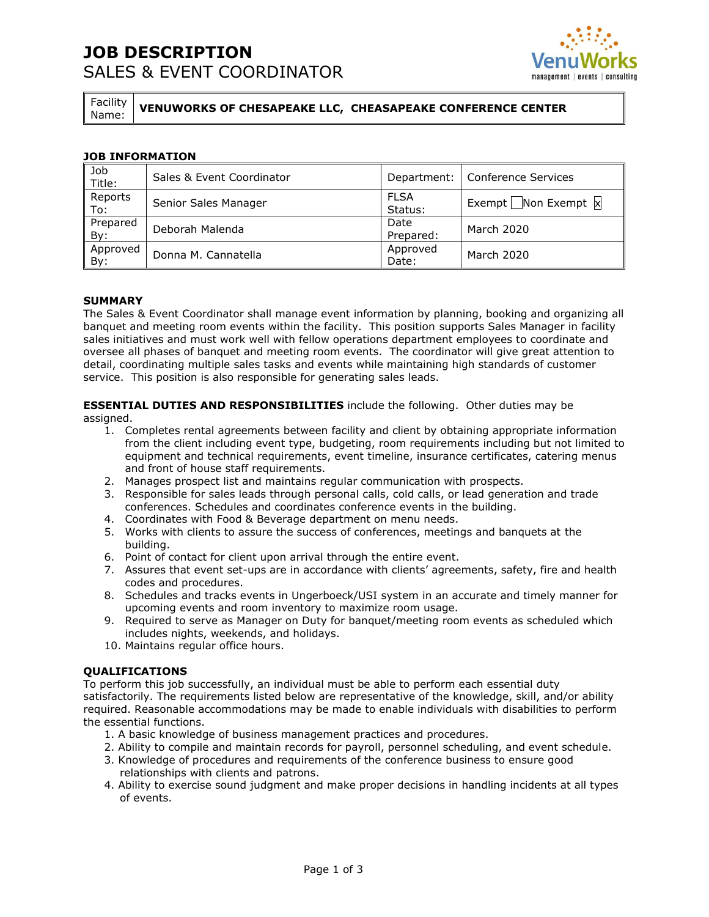# JOB DESCRIPTION
## SALES & EVENT COORDINATOR

| Facility Name: | VENUWORKS OF CHESAPEAKE LLC, CHEASAPEAKE CONFERENCE CENTER |
|---|---|

### JOB INFORMATION

| Job Title: | Sales & Event Coordinator | Department: | Conference Services |
|---|---|---|---|
| Reports To: | Senior Sales Manager | FLSA Status: | Exempt ☐ Non Exempt ☒ |
| Prepared By: | Deborah Malenda | Date Prepared: | March 2020 |
| Approved By: | Donna M. Cannatella | Approved Date: | March 2020 |

### SUMMARY

The Sales & Event Coordinator shall manage event information by planning, booking and organizing all banquet and meeting room events within the facility. This position supports Sales Manager in facility sales initiatives and must work well with fellow operations department employees to coordinate and oversee all phases of banquet and meeting room events. The coordinator will give great attention to detail, coordinating multiple sales tasks and events while maintaining high standards of customer service. This position is also responsible for generating sales leads.

**ESSENTIAL DUTIES AND RESPONSIBILITIES** include the following. Other duties may be assigned.

1. Completes rental agreements between facility and client by obtaining appropriate information from the client including event type, budgeting, room requirements including but not limited to equipment and technical requirements, event timeline, insurance certificates, catering menus and front of house staff requirements.
2. Manages prospect list and maintains regular communication with prospects.
3. Responsible for sales leads through personal calls, cold calls, or lead generation and trade conferences. Schedules and coordinates conference events in the building.
4. Coordinates with Food & Beverage department on menu needs.
5. Works with clients to assure the success of conferences, meetings and banquets at the building.
6. Point of contact for client upon arrival through the entire event.
7. Assures that event set-ups are in accordance with clients' agreements, safety, fire and health codes and procedures.
8. Schedules and tracks events in Ungerboeck/USI system in an accurate and timely manner for upcoming events and room inventory to maximize room usage.
9. Required to serve as Manager on Duty for banquet/meeting room events as scheduled which includes nights, weekends, and holidays.
10. Maintains regular office hours.

### QUALIFICATIONS

To perform this job successfully, an individual must be able to perform each essential duty satisfactorily. The requirements listed below are representative of the knowledge, skill, and/or ability required. Reasonable accommodations may be made to enable individuals with disabilities to perform the essential functions.

1. A basic knowledge of business management practices and procedures.
2. Ability to compile and maintain records for payroll, personnel scheduling, and event schedule.
3. Knowledge of procedures and requirements of the conference business to ensure good relationships with clients and patrons.
4. Ability to exercise sound judgment and make proper decisions in handling incidents at all types of events.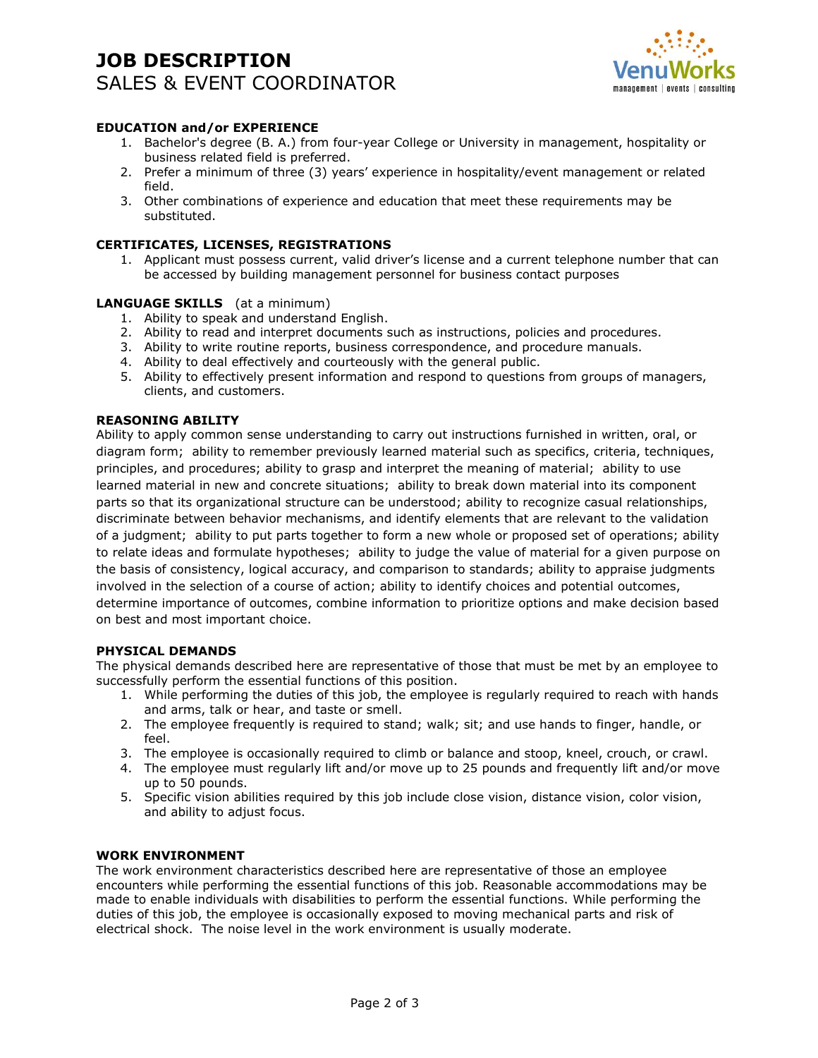# JOB DESCRIPTION
## SALES & EVENT COORDINATOR

**EDUCATION and/or EXPERIENCE**

1. Bachelor's degree (B. A.) from four-year College or University in management, hospitality or business related field is preferred.
2. Prefer a minimum of three (3) years' experience in hospitality/event management or related field.
3. Other combinations of experience and education that meet these requirements may be substituted.

**CERTIFICATES, LICENSES, REGISTRATIONS**

1. Applicant must possess current, valid driver's license and a current telephone number that can be accessed by building management personnel for business contact purposes

**LANGUAGE SKILLS** (at a minimum)

1. Ability to speak and understand English.
2. Ability to read and interpret documents such as instructions, policies and procedures.
3. Ability to write routine reports, business correspondence, and procedure manuals.
4. Ability to deal effectively and courteously with the general public.
5. Ability to effectively present information and respond to questions from groups of managers, clients, and customers.

**REASONING ABILITY**

Ability to apply common sense understanding to carry out instructions furnished in written, oral, or diagram form; ability to remember previously learned material such as specifics, criteria, techniques, principles, and procedures; ability to grasp and interpret the meaning of material; ability to use learned material in new and concrete situations; ability to break down material into its component parts so that its organizational structure can be understood; ability to recognize casual relationships, discriminate between behavior mechanisms, and identify elements that are relevant to the validation of a judgment; ability to put parts together to form a new whole or proposed set of operations; ability to relate ideas and formulate hypotheses; ability to judge the value of material for a given purpose on the basis of consistency, logical accuracy, and comparison to standards; ability to appraise judgments involved in the selection of a course of action; ability to identify choices and potential outcomes, determine importance of outcomes, combine information to prioritize options and make decision based on best and most important choice.

**PHYSICAL DEMANDS**

The physical demands described here are representative of those that must be met by an employee to successfully perform the essential functions of this position.

1. While performing the duties of this job, the employee is regularly required to reach with hands and arms, talk or hear, and taste or smell.
2. The employee frequently is required to stand; walk; sit; and use hands to finger, handle, or feel.
3. The employee is occasionally required to climb or balance and stoop, kneel, crouch, or crawl.
4. The employee must regularly lift and/or move up to 25 pounds and frequently lift and/or move up to 50 pounds.
5. Specific vision abilities required by this job include close vision, distance vision, color vision, and ability to adjust focus.

**WORK ENVIRONMENT**

The work environment characteristics described here are representative of those an employee encounters while performing the essential functions of this job. Reasonable accommodations may be made to enable individuals with disabilities to perform the essential functions. While performing the duties of this job, the employee is occasionally exposed to moving mechanical parts and risk of electrical shock. The noise level in the work environment is usually moderate.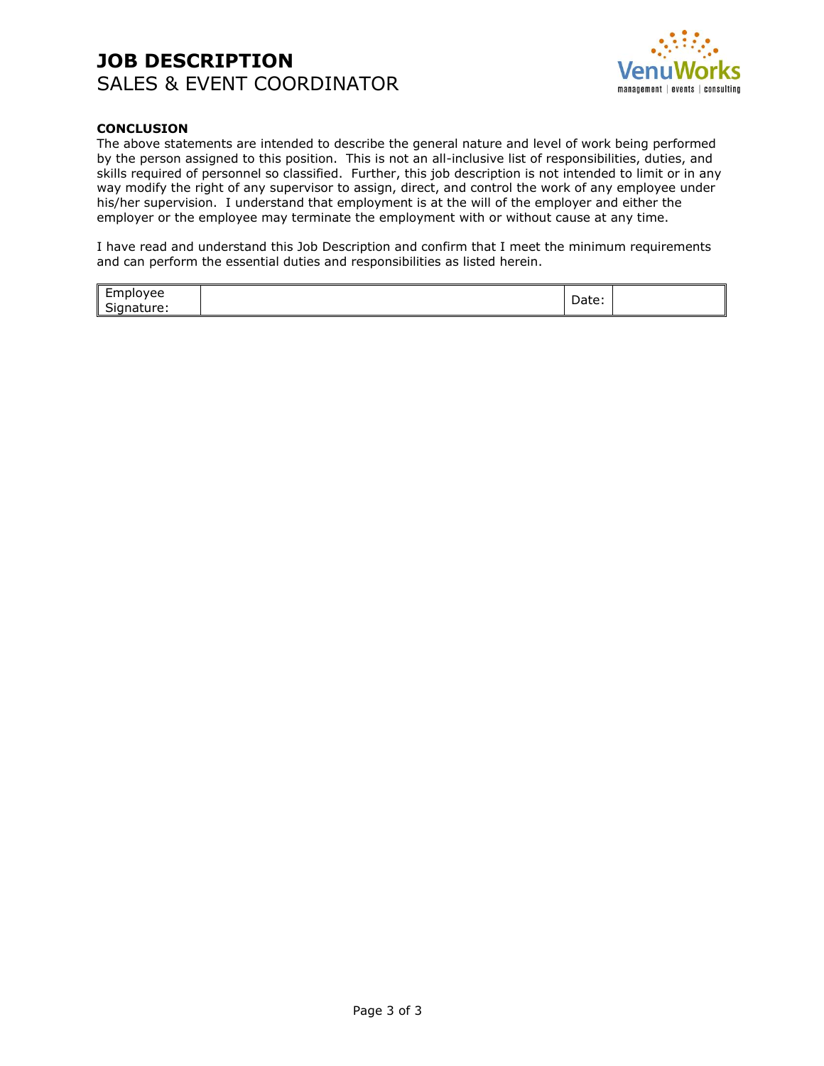# JOB DESCRIPTION
SALES & EVENT COORDINATOR

**CONCLUSION**

The above statements are intended to describe the general nature and level of work being performed by the person assigned to this position. This is not an all-inclusive list of responsibilities, duties, and skills required of personnel so classified. Further, this job description is not intended to limit or in any way modify the right of any supervisor to assign, direct, and control the work of any employee under his/her supervision. I understand that employment is at the will of the employer and either the employer or the employee may terminate the employment with or without cause at any time.

I have read and understand this Job Description and confirm that I meet the minimum requirements and can perform the essential duties and responsibilities as listed herein.

| | | | |
|---|---|---|---|
| Employee Signature: | | Date: | |